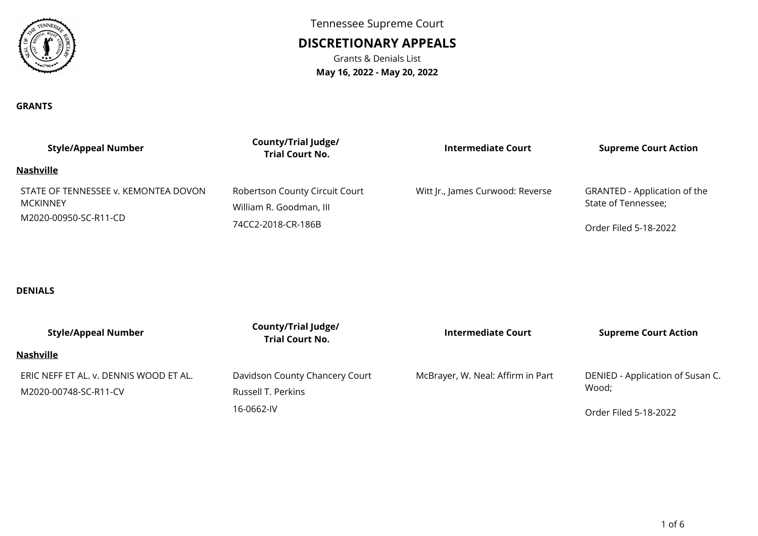Tennessee Supreme Court

# DISCRETIONARY APPEALS

Grants & Denials List

**May 16, 2022 - May 20, 2022**

## GRANTS

| Style/Appeal Number | County/Trial Judge/ Trial Court No. | Intermediate Court | Supreme Court Action |
|---|---|---|---|
| **Nashville** | | | |
| STATE OF TENNESSEE v. KEMONTEA DOVON MCKINNEY<br>M2020-00950-SC-R11-CD | Robertson County Circuit Court<br>William R. Goodman, III<br>74CC2-2018-CR-186B | Witt Jr., James Curwood: Reverse | GRANTED - Application of the State of Tennessee;<br><br>Order Filed 5-18-2022 |

## DENIALS

| Style/Appeal Number | County/Trial Judge/ Trial Court No. | Intermediate Court | Supreme Court Action |
|---|---|---|---|
| **Nashville** | | | |
| ERIC NEFF ET AL. v. DENNIS WOOD ET AL.<br>M2020-00748-SC-R11-CV | Davidson County Chancery Court<br>Russell T. Perkins<br>16-0662-IV | McBrayer, W. Neal: Affirm in Part | DENIED - Application of Susan C. Wood;<br><br>Order Filed 5-18-2022 |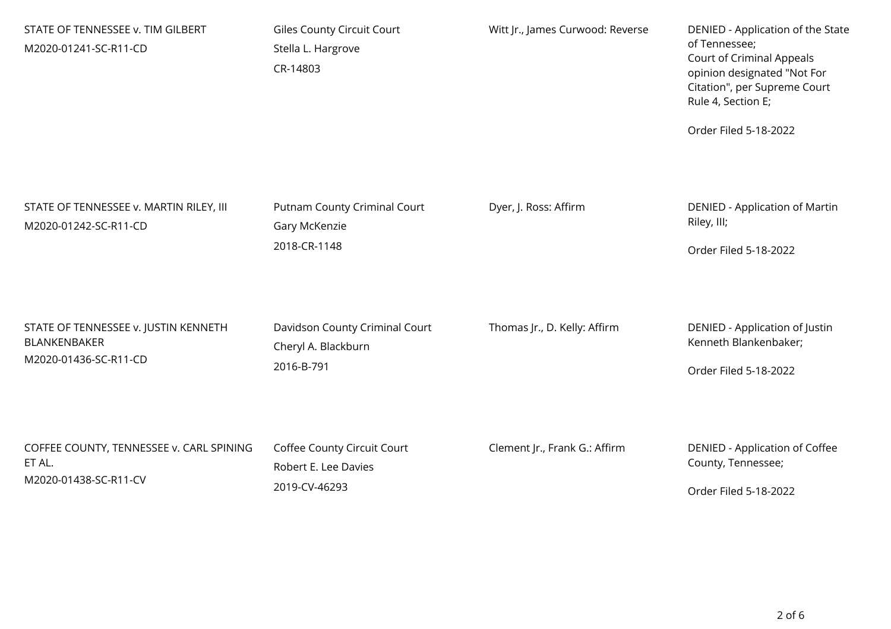| | | | |
|---|---|---|---|
| STATE OF TENNESSEE v. TIM GILBERT<br>M2020-01241-SC-R11-CD | Giles County Circuit Court<br>Stella L. Hargrove<br>CR-14803 | Witt Jr., James Curwood: Reverse | DENIED - Application of the State of Tennessee;<br>Court of Criminal Appeals opinion designated "Not For Citation", per Supreme Court Rule 4, Section E;<br><br>Order Filed 5-18-2022 |
| STATE OF TENNESSEE v. MARTIN RILEY, III<br>M2020-01242-SC-R11-CD | Putnam County Criminal Court<br>Gary McKenzie<br>2018-CR-1148 | Dyer, J. Ross: Affirm | DENIED - Application of Martin Riley, III;<br><br>Order Filed 5-18-2022 |
| STATE OF TENNESSEE v. JUSTIN KENNETH BLANKENBAKER<br>M2020-01436-SC-R11-CD | Davidson County Criminal Court<br>Cheryl A. Blackburn<br>2016-B-791 | Thomas Jr., D. Kelly: Affirm | DENIED - Application of Justin Kenneth Blankenbaker;<br><br>Order Filed 5-18-2022 |
| COFFEE COUNTY, TENNESSEE v. CARL SPINING ET AL.<br>M2020-01438-SC-R11-CV | Coffee County Circuit Court<br>Robert E. Lee Davies<br>2019-CV-46293 | Clement Jr., Frank G.: Affirm | DENIED - Application of Coffee County, Tennessee;<br><br>Order Filed 5-18-2022 |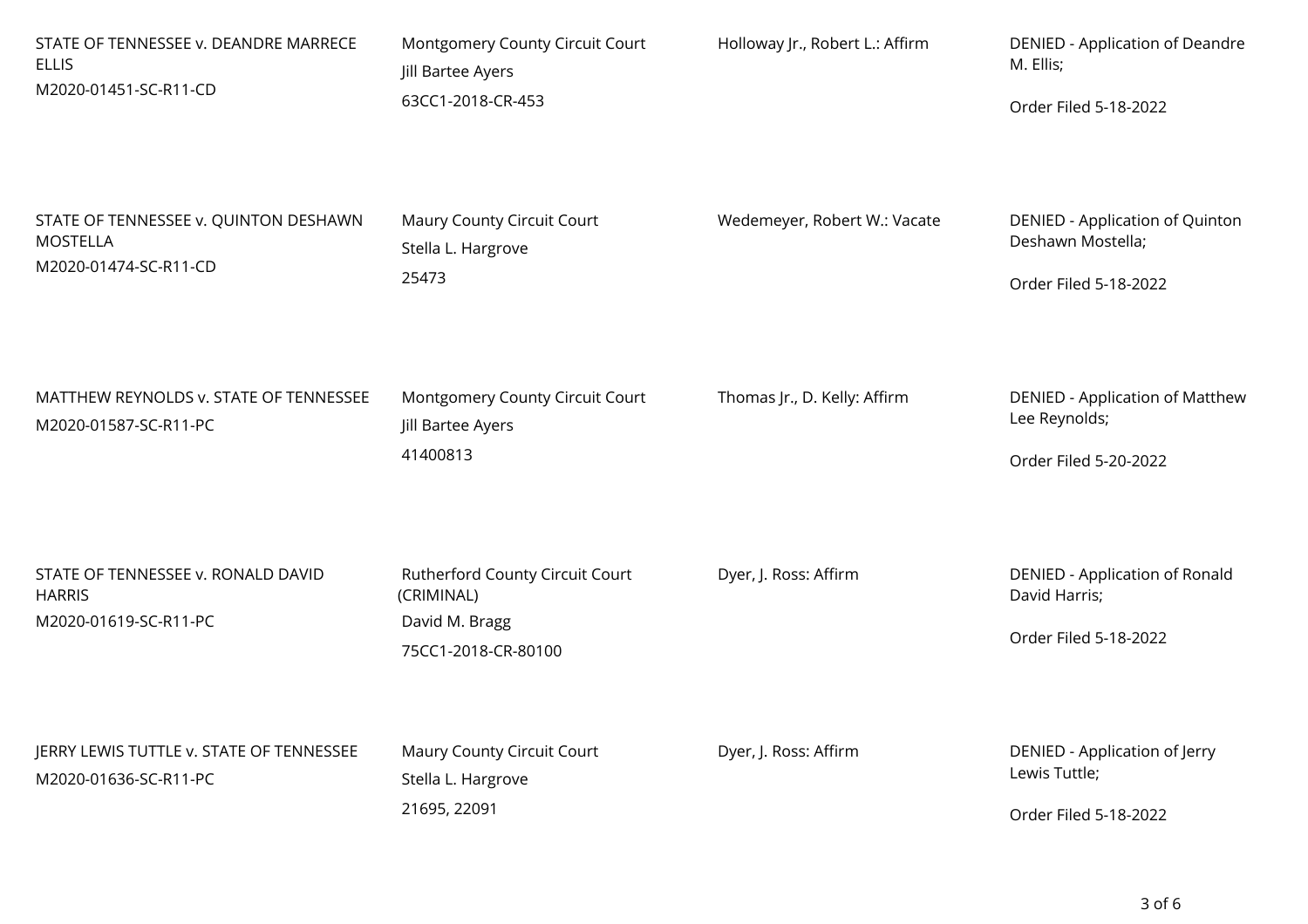| | | | |
|---|---|---|---|
| STATE OF TENNESSEE v. DEANDRE MARRECE ELLIS<br>M2020-01451-SC-R11-CD | Montgomery County Circuit Court<br>Jill Bartee Ayers<br>63CC1-2018-CR-453 | Holloway Jr., Robert L.: Affirm | DENIED - Application of Deandre M. Ellis;<br><br>Order Filed 5-18-2022 |
| STATE OF TENNESSEE v. QUINTON DESHAWN MOSTELLA<br>M2020-01474-SC-R11-CD | Maury County Circuit Court<br>Stella L. Hargrove<br>25473 | Wedemeyer, Robert W.: Vacate | DENIED - Application of Quinton Deshawn Mostella;<br><br>Order Filed 5-18-2022 |
| MATTHEW REYNOLDS v. STATE OF TENNESSEE<br>M2020-01587-SC-R11-PC | Montgomery County Circuit Court<br>Jill Bartee Ayers<br>41400813 | Thomas Jr., D. Kelly: Affirm | DENIED - Application of Matthew Lee Reynolds;<br><br>Order Filed 5-20-2022 |
| STATE OF TENNESSEE v. RONALD DAVID HARRIS<br>M2020-01619-SC-R11-PC | Rutherford County Circuit Court (CRIMINAL)<br>David M. Bragg<br>75CC1-2018-CR-80100 | Dyer, J. Ross: Affirm | DENIED - Application of Ronald David Harris;<br><br>Order Filed 5-18-2022 |
| JERRY LEWIS TUTTLE v. STATE OF TENNESSEE<br>M2020-01636-SC-R11-PC | Maury County Circuit Court<br>Stella L. Hargrove<br>21695, 22091 | Dyer, J. Ross: Affirm | DENIED - Application of Jerry Lewis Tuttle;<br><br>Order Filed 5-18-2022 |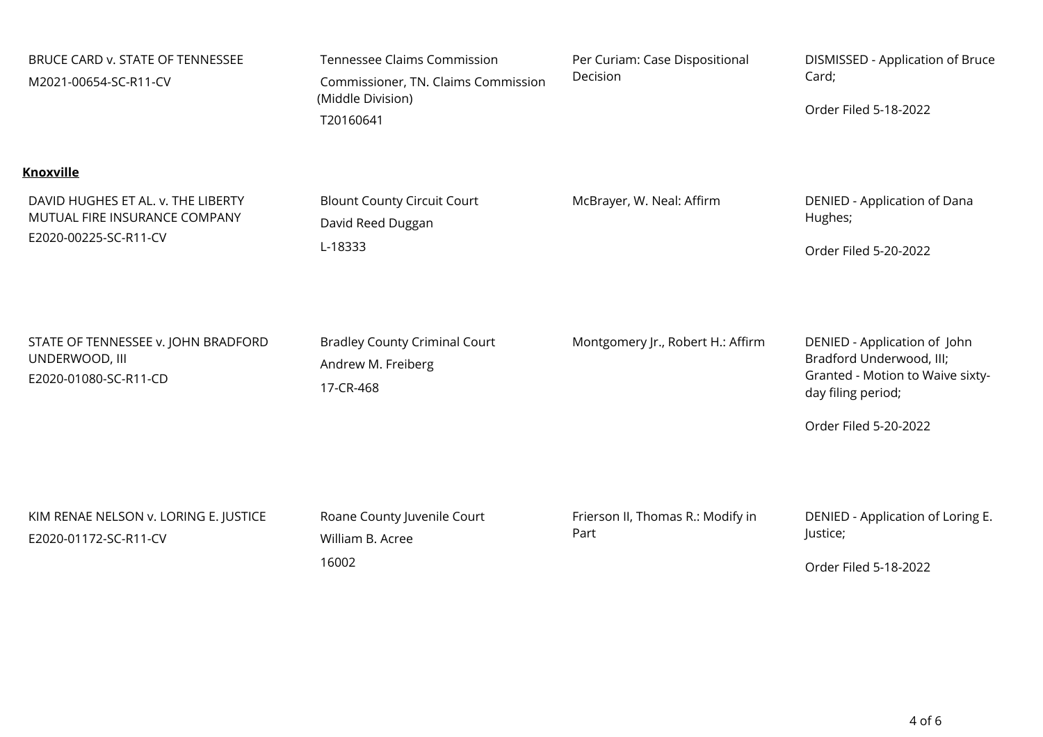| | | | |
|---|---|---|---|
| BRUCE CARD v. STATE OF TENNESSEE<br>M2021-00654-SC-R11-CV | Tennessee Claims Commission<br>Commissioner, TN. Claims Commission (Middle Division)<br>T20160641 | Per Curiam: Case Dispositional Decision | DISMISSED - Application of Bruce Card;<br><br>Order Filed 5-18-2022 |

**Knoxville**

| | | | |
|---|---|---|---|
| DAVID HUGHES ET AL. v. THE LIBERTY MUTUAL FIRE INSURANCE COMPANY<br>E2020-00225-SC-R11-CV | Blount County Circuit Court<br>David Reed Duggan<br>L-18333 | McBrayer, W. Neal: Affirm | DENIED - Application of Dana Hughes;<br><br>Order Filed 5-20-2022 |
| STATE OF TENNESSEE v. JOHN BRADFORD UNDERWOOD, III<br>E2020-01080-SC-R11-CD | Bradley County Criminal Court<br>Andrew M. Freiberg<br>17-CR-468 | Montgomery Jr., Robert H.: Affirm | DENIED - Application of John Bradford Underwood, III;<br>Granted - Motion to Waive sixty-day filing period;<br><br>Order Filed 5-20-2022 |
| KIM RENAE NELSON v. LORING E. JUSTICE<br>E2020-01172-SC-R11-CV | Roane County Juvenile Court<br>William B. Acree<br>16002 | Frierson II, Thomas R.: Modify in Part | DENIED - Application of Loring E. Justice;<br><br>Order Filed 5-18-2022 |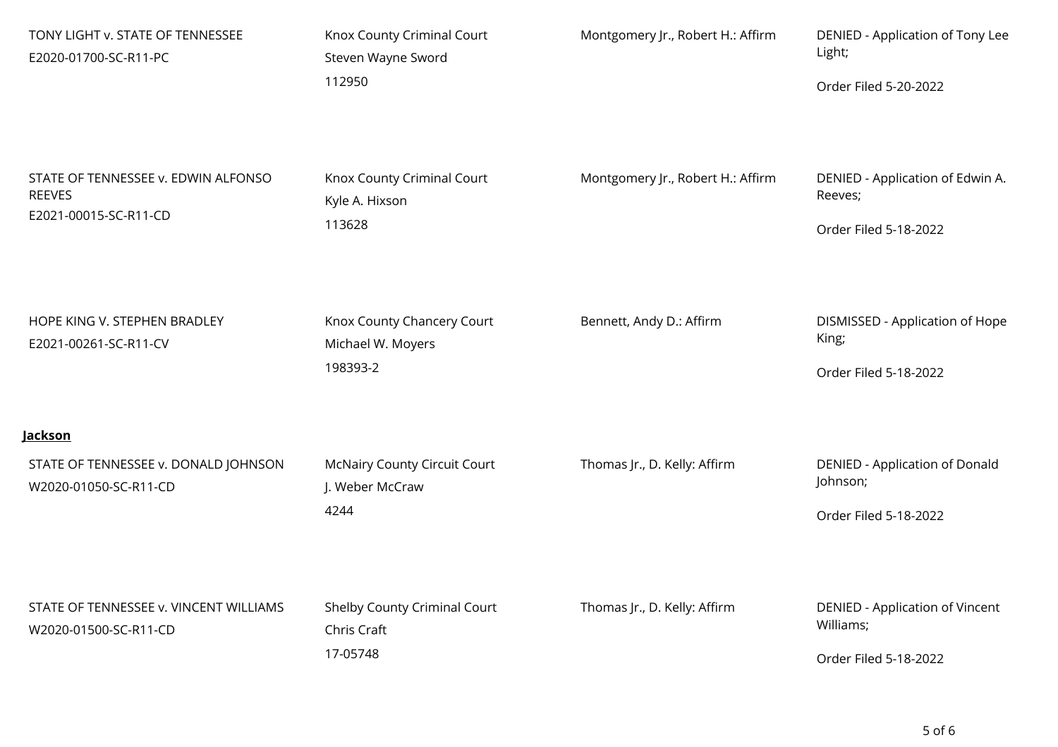| | | | |
|---|---|---|---|
| TONY LIGHT v. STATE OF TENNESSEE<br>E2020-01700-SC-R11-PC | Knox County Criminal Court<br>Steven Wayne Sword<br>112950 | Montgomery Jr., Robert H.: Affirm | DENIED - Application of Tony Lee Light;<br>Order Filed 5-20-2022 |
| STATE OF TENNESSEE v. EDWIN ALFONSO REEVES<br>E2021-00015-SC-R11-CD | Knox County Criminal Court<br>Kyle A. Hixson<br>113628 | Montgomery Jr., Robert H.: Affirm | DENIED - Application of Edwin A. Reeves;<br>Order Filed 5-18-2022 |
| HOPE KING V. STEPHEN BRADLEY<br>E2021-00261-SC-R11-CV | Knox County Chancery Court<br>Michael W. Moyers<br>198393-2 | Bennett, Andy D.: Affirm | DISMISSED - Application of Hope King;<br>Order Filed 5-18-2022 |

**Jackson**

| | | | |
|---|---|---|---|
| STATE OF TENNESSEE v. DONALD JOHNSON<br>W2020-01050-SC-R11-CD | McNairy County Circuit Court<br>J. Weber McCraw<br>4244 | Thomas Jr., D. Kelly: Affirm | DENIED - Application of Donald Johnson;<br>Order Filed 5-18-2022 |
| STATE OF TENNESSEE v. VINCENT WILLIAMS<br>W2020-01500-SC-R11-CD | Shelby County Criminal Court<br>Chris Craft<br>17-05748 | Thomas Jr., D. Kelly: Affirm | DENIED - Application of Vincent Williams;<br>Order Filed 5-18-2022 |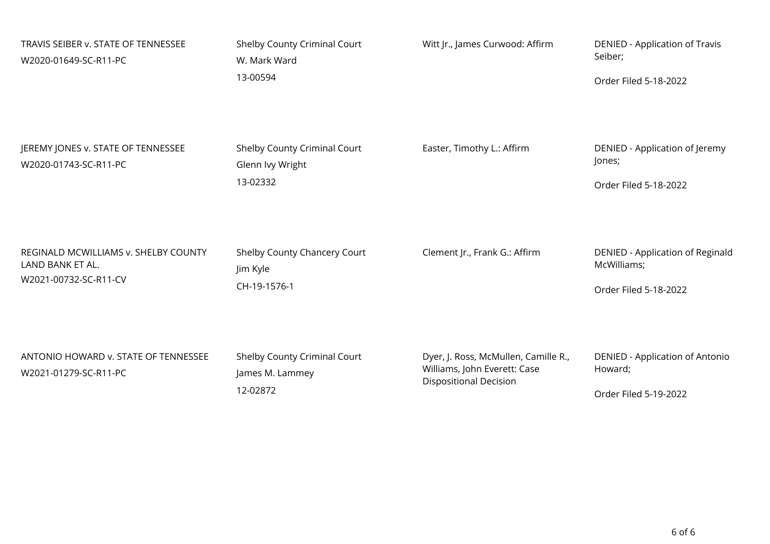| | | | |
|---|---|---|---|
| TRAVIS SEIBER v. STATE OF TENNESSEE<br>W2020-01649-SC-R11-PC | Shelby County Criminal Court<br>W. Mark Ward<br>13-00594 | Witt Jr., James Curwood: Affirm | DENIED - Application of Travis Seiber;<br><br>Order Filed 5-18-2022 |
| JEREMY JONES v. STATE OF TENNESSEE<br>W2020-01743-SC-R11-PC | Shelby County Criminal Court<br>Glenn Ivy Wright<br>13-02332 | Easter, Timothy L.: Affirm | DENIED - Application of Jeremy Jones;<br><br>Order Filed 5-18-2022 |
| REGINALD MCWILLIAMS v. SHELBY COUNTY LAND BANK ET AL.<br>W2021-00732-SC-R11-CV | Shelby County Chancery Court<br>Jim Kyle<br>CH-19-1576-1 | Clement Jr., Frank G.: Affirm | DENIED - Application of Reginald McWilliams;<br><br>Order Filed 5-18-2022 |
| ANTONIO HOWARD v. STATE OF TENNESSEE<br>W2021-01279-SC-R11-PC | Shelby County Criminal Court<br>James M. Lammey<br>12-02872 | Dyer, J. Ross, McMullen, Camille R., Williams, John Everett: Case Dispositional Decision | DENIED - Application of Antonio Howard;<br><br>Order Filed 5-19-2022 |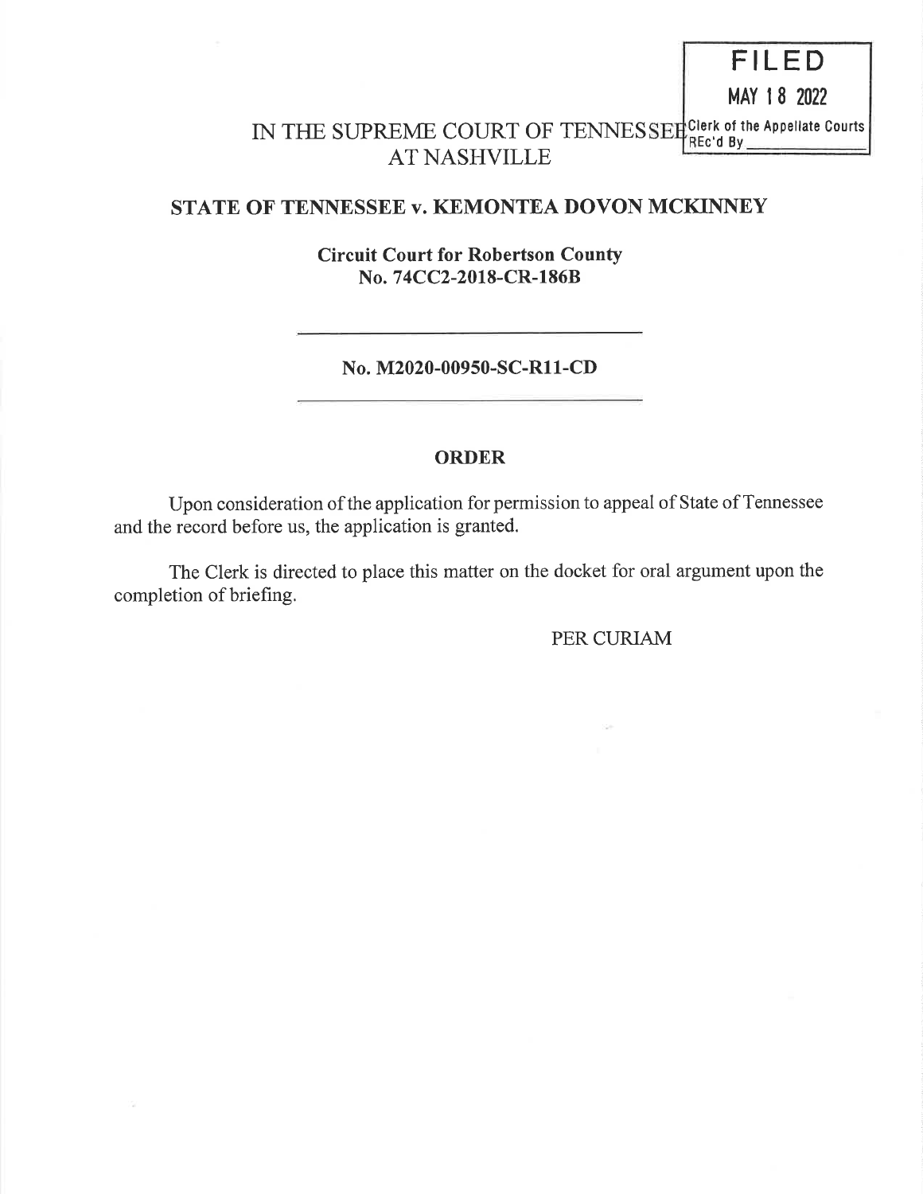FILED

MAY 18 2022

Clerk of the Appellate Courts
REc'd By ___________

# IN THE SUPREME COURT OF TENNESSEE AT NASHVILLE

## STATE OF TENNESSEE v. KEMONTEA DOVON MCKINNEY

**Circuit Court for Robertson County**
**No. 74CC2-2018-CR-186B**

---

**No. M2020-00950-SC-R11-CD**

---

**ORDER**

Upon consideration of the application for permission to appeal of State of Tennessee and the record before us, the application is granted.

The Clerk is directed to place this matter on the docket for oral argument upon the completion of briefing.

PER CURIAM